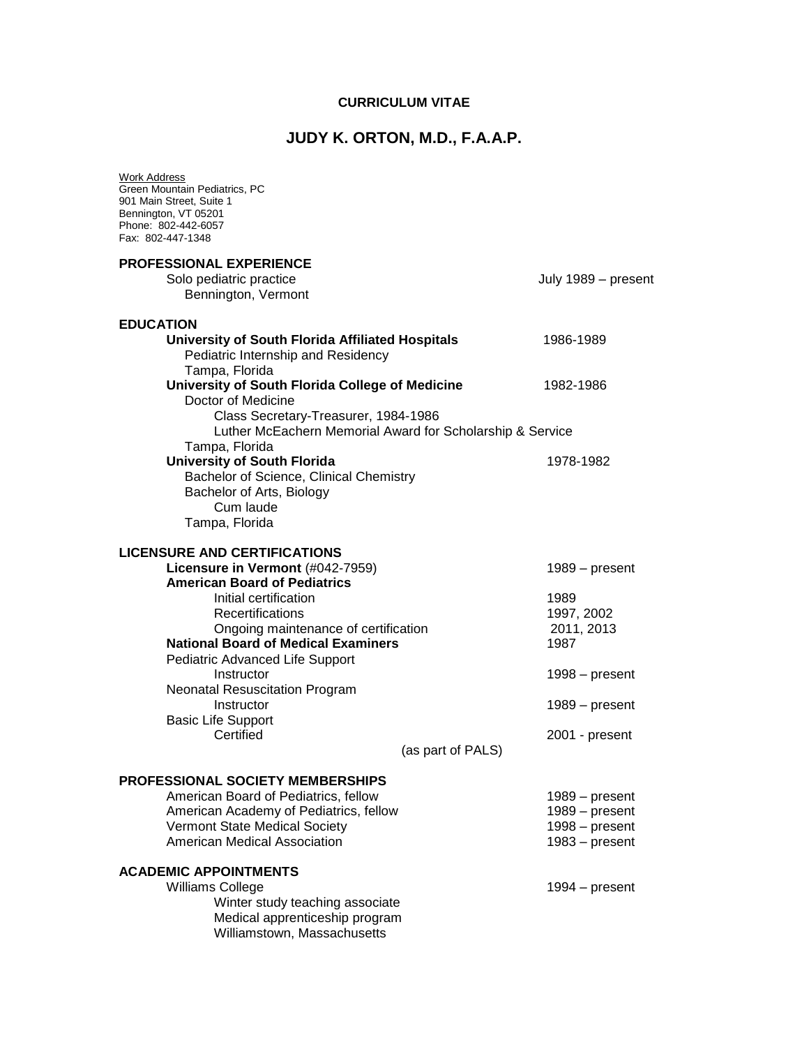**CURRICULUM VITAE**

# JUDY K. ORTON, M.D., F.A.A.P.

Work Address
Green Mountain Pediatrics, PC
901 Main Street, Suite 1
Bennington, VT 05201
Phone: 802-442-6057
Fax: 802-447-1348

## PROFESSIONAL EXPERIENCE

Solo pediatric practice — July 1989 – present
Bennington, Vermont

## EDUCATION

**University of South Florida Affiliated Hospitals** — 1986-1989
Pediatric Internship and Residency
Tampa, Florida

**University of South Florida College of Medicine** — 1982-1986
Doctor of Medicine
Class Secretary-Treasurer, 1984-1986
Luther McEachern Memorial Award for Scholarship & Service
Tampa, Florida

**University of South Florida** — 1978-1982
Bachelor of Science, Clinical Chemistry
Bachelor of Arts, Biology
Cum laude
Tampa, Florida

## LICENSURE AND CERTIFICATIONS

**Licensure in Vermont** (#042-7959) — 1989 – present

**American Board of Pediatrics**
- Initial certification — 1989
- Recertifications — 1997, 2002
- Ongoing maintenance of certification — 2011, 2013

**National Board of Medical Examiners** — 1987

Pediatric Advanced Life Support
- Instructor — 1998 – present

Neonatal Resuscitation Program
- Instructor — 1989 – present

Basic Life Support
- Certified — 2001 - present
(as part of PALS)

## PROFESSIONAL SOCIETY MEMBERSHIPS

- American Board of Pediatrics, fellow — 1989 – present
- American Academy of Pediatrics, fellow — 1989 – present
- Vermont State Medical Society — 1998 – present
- American Medical Association — 1983 – present

## ACADEMIC APPOINTMENTS

Williams College — 1994 – present
Winter study teaching associate
Medical apprenticeship program
Williamstown, Massachusetts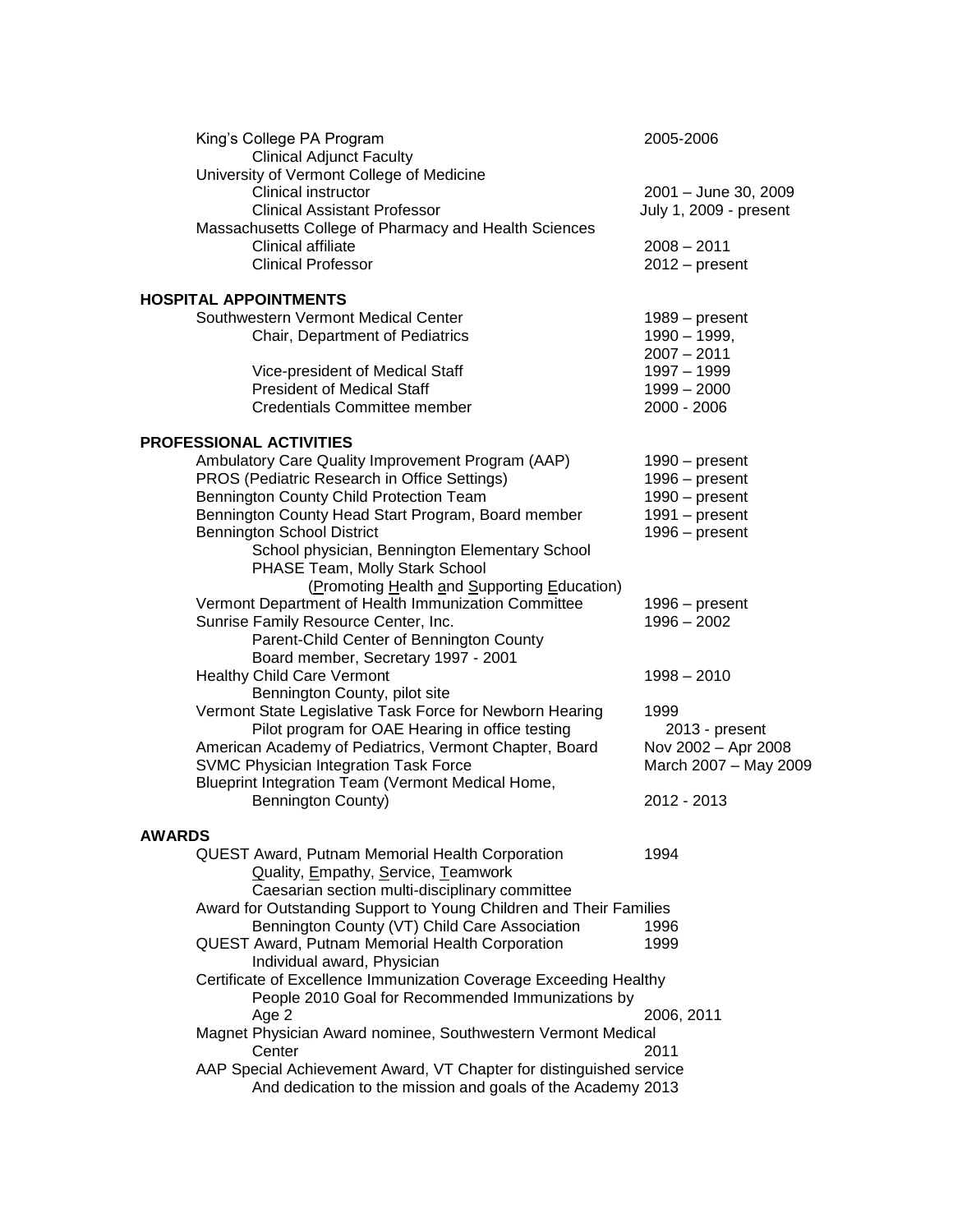King's College PA Program — 2005-2006
- Clinical Adjunct Faculty

University of Vermont College of Medicine
- Clinical instructor — 2001 – June 30, 2009
- Clinical Assistant Professor — July 1, 2009 - present

Massachusetts College of Pharmacy and Health Sciences
- Clinical affiliate — 2008 – 2011
- Clinical Professor — 2012 – present

## HOSPITAL APPOINTMENTS

Southwestern Vermont Medical Center — 1989 – present
- Chair, Department of Pediatrics — 1990 – 1999, 2007 – 2011
- Vice-president of Medical Staff — 1997 – 1999
- President of Medical Staff — 1999 – 2000
- Credentials Committee member — 2000 - 2006

## PROFESSIONAL ACTIVITIES

Ambulatory Care Quality Improvement Program (AAP) — 1990 – present

PROS (Pediatric Research in Office Settings) — 1996 – present

Bennington County Child Protection Team — 1990 – present

Bennington County Head Start Program, Board member — 1991 – present

Bennington School District — 1996 – present
- School physician, Bennington Elementary School
- PHASE Team, Molly Stark School
  - (Promoting Health and Supporting Education)

Vermont Department of Health Immunization Committee — 1996 – present

Sunrise Family Resource Center, Inc. — 1996 – 2002
- Parent-Child Center of Bennington County
- Board member, Secretary 1997 - 2001

Healthy Child Care Vermont — 1998 – 2010
- Bennington County, pilot site

Vermont State Legislative Task Force for Newborn Hearing — 1999
- Pilot program for OAE Hearing in office testing — 2013 - present

American Academy of Pediatrics, Vermont Chapter, Board — Nov 2002 – Apr 2008

SVMC Physician Integration Task Force — March 2007 – May 2009

Blueprint Integration Team (Vermont Medical Home, Bennington County) — 2012 - 2013

## AWARDS

QUEST Award, Putnam Memorial Health Corporation — 1994
- Quality, Empathy, Service, Teamwork
- Caesarian section multi-disciplinary committee

Award for Outstanding Support to Young Children and Their Families
- Bennington County (VT) Child Care Association — 1996

QUEST Award, Putnam Memorial Health Corporation — 1999
- Individual award, Physician

Certificate of Excellence Immunization Coverage Exceeding Healthy People 2010 Goal for Recommended Immunizations by Age 2 — 2006, 2011

Magnet Physician Award nominee, Southwestern Vermont Medical Center — 2011

AAP Special Achievement Award, VT Chapter for distinguished service And dedication to the mission and goals of the Academy — 2013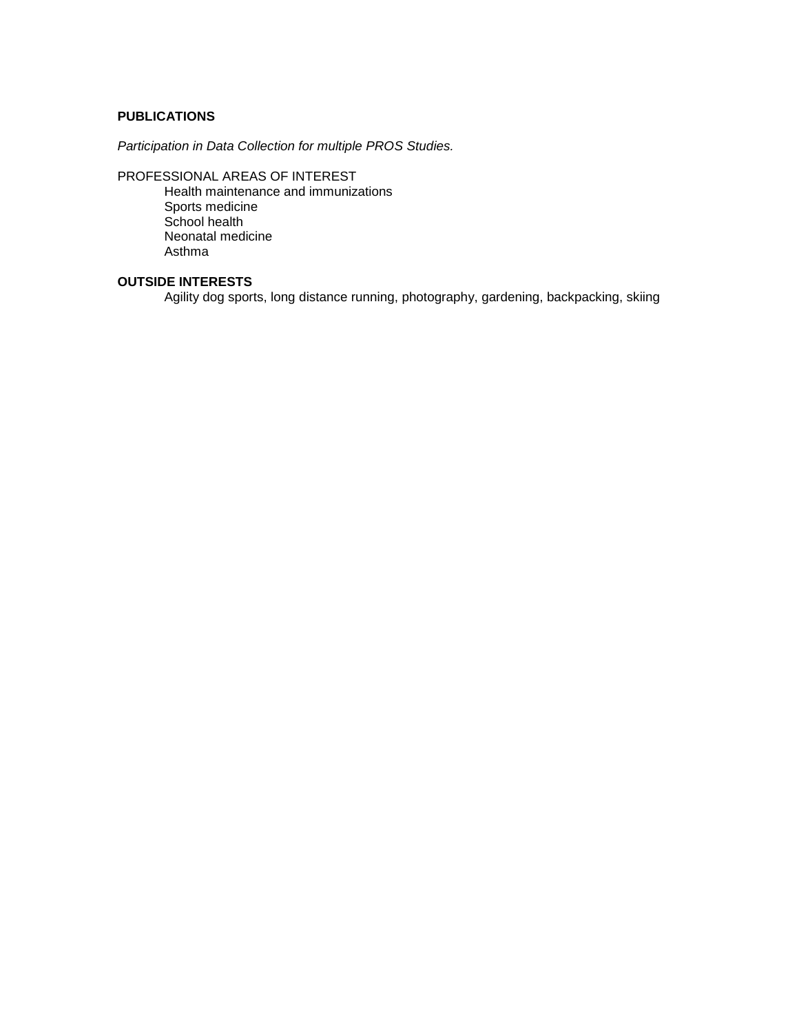**PUBLICATIONS**

*Participation in Data Collection for multiple PROS Studies.*

PROFESSIONAL AREAS OF INTEREST

- Health maintenance and immunizations
- Sports medicine
- School health
- Neonatal medicine
- Asthma

**OUTSIDE INTERESTS**

Agility dog sports, long distance running, photography, gardening, backpacking, skiing